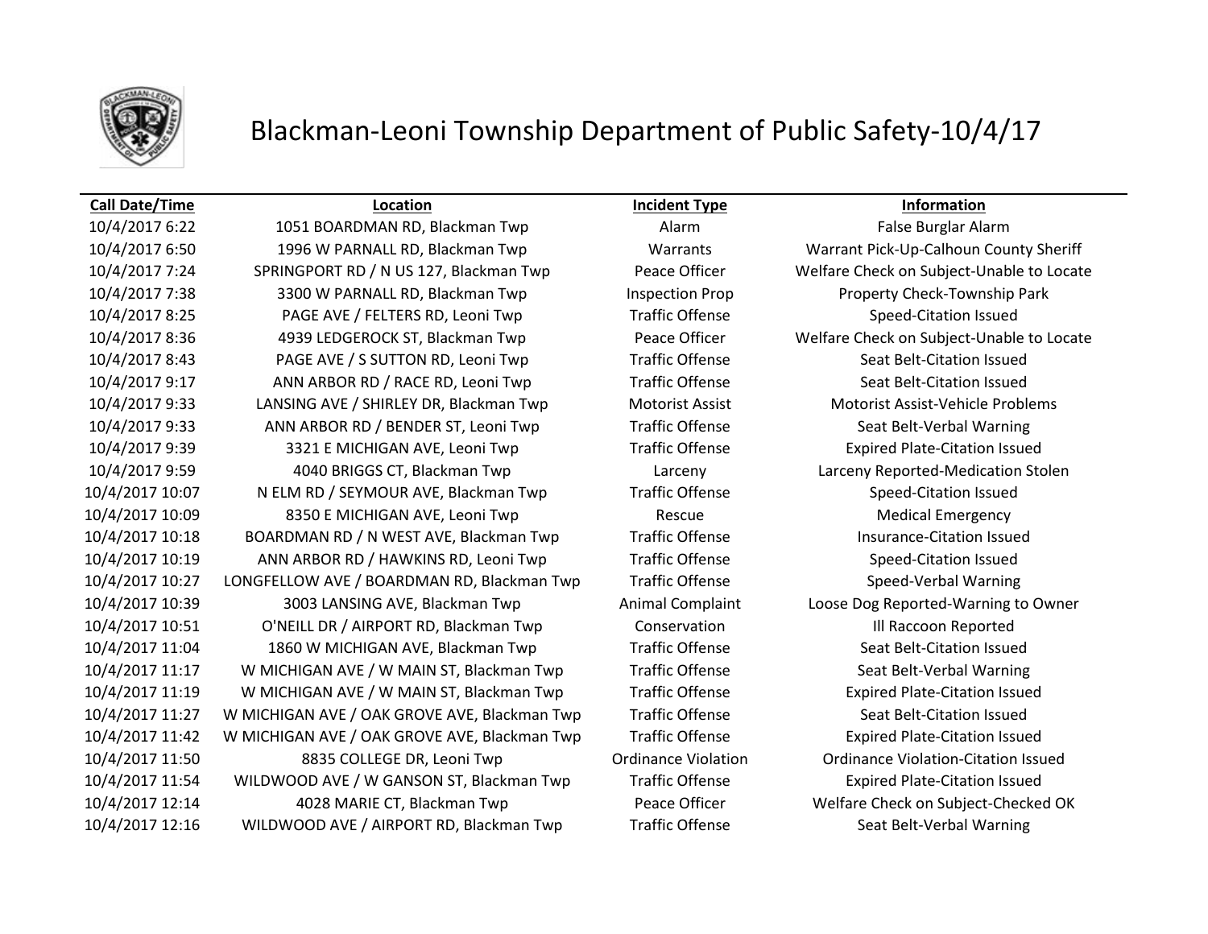# Blackman-Leoni Township Department of Public Safety-10/4/17

| Call Date/Time | Location | Incident Type | Information |
|---|---|---|---|
| 10/4/2017 6:22 | 1051 BOARDMAN RD, Blackman Twp | Alarm | False Burglar Alarm |
| 10/4/2017 6:50 | 1996 W PARNALL RD, Blackman Twp | Warrants | Warrant Pick-Up-Calhoun County Sheriff |
| 10/4/2017 7:24 | SPRINGPORT RD / N US 127, Blackman Twp | Peace Officer | Welfare Check on Subject-Unable to Locate |
| 10/4/2017 7:38 | 3300 W PARNALL RD, Blackman Twp | Inspection Prop | Property Check-Township Park |
| 10/4/2017 8:25 | PAGE AVE / FELTERS RD, Leoni Twp | Traffic Offense | Speed-Citation Issued |
| 10/4/2017 8:36 | 4939 LEDGEROCK ST, Blackman Twp | Peace Officer | Welfare Check on Subject-Unable to Locate |
| 10/4/2017 8:43 | PAGE AVE / S SUTTON RD, Leoni Twp | Traffic Offense | Seat Belt-Citation Issued |
| 10/4/2017 9:17 | ANN ARBOR RD / RACE RD, Leoni Twp | Traffic Offense | Seat Belt-Citation Issued |
| 10/4/2017 9:33 | LANSING AVE / SHIRLEY DR, Blackman Twp | Motorist Assist | Motorist Assist-Vehicle Problems |
| 10/4/2017 9:33 | ANN ARBOR RD / BENDER ST, Leoni Twp | Traffic Offense | Seat Belt-Verbal Warning |
| 10/4/2017 9:39 | 3321 E MICHIGAN AVE, Leoni Twp | Traffic Offense | Expired Plate-Citation Issued |
| 10/4/2017 9:59 | 4040 BRIGGS CT, Blackman Twp | Larceny | Larceny Reported-Medication Stolen |
| 10/4/2017 10:07 | N ELM RD / SEYMOUR AVE, Blackman Twp | Traffic Offense | Speed-Citation Issued |
| 10/4/2017 10:09 | 8350 E MICHIGAN AVE, Leoni Twp | Rescue | Medical Emergency |
| 10/4/2017 10:18 | BOARDMAN RD / N WEST AVE, Blackman Twp | Traffic Offense | Insurance-Citation Issued |
| 10/4/2017 10:19 | ANN ARBOR RD / HAWKINS RD, Leoni Twp | Traffic Offense | Speed-Citation Issued |
| 10/4/2017 10:27 | LONGFELLOW AVE / BOARDMAN RD, Blackman Twp | Traffic Offense | Speed-Verbal Warning |
| 10/4/2017 10:39 | 3003 LANSING AVE, Blackman Twp | Animal Complaint | Loose Dog Reported-Warning to Owner |
| 10/4/2017 10:51 | O'NEILL DR / AIRPORT RD, Blackman Twp | Conservation | Ill Raccoon Reported |
| 10/4/2017 11:04 | 1860 W MICHIGAN AVE, Blackman Twp | Traffic Offense | Seat Belt-Citation Issued |
| 10/4/2017 11:17 | W MICHIGAN AVE / W MAIN ST, Blackman Twp | Traffic Offense | Seat Belt-Verbal Warning |
| 10/4/2017 11:19 | W MICHIGAN AVE / W MAIN ST, Blackman Twp | Traffic Offense | Expired Plate-Citation Issued |
| 10/4/2017 11:27 | W MICHIGAN AVE / OAK GROVE AVE, Blackman Twp | Traffic Offense | Seat Belt-Citation Issued |
| 10/4/2017 11:42 | W MICHIGAN AVE / OAK GROVE AVE, Blackman Twp | Traffic Offense | Expired Plate-Citation Issued |
| 10/4/2017 11:50 | 8835 COLLEGE DR, Leoni Twp | Ordinance Violation | Ordinance Violation-Citation Issued |
| 10/4/2017 11:54 | WILDWOOD AVE / W GANSON ST, Blackman Twp | Traffic Offense | Expired Plate-Citation Issued |
| 10/4/2017 12:14 | 4028 MARIE CT, Blackman Twp | Peace Officer | Welfare Check on Subject-Checked OK |
| 10/4/2017 12:16 | WILDWOOD AVE / AIRPORT RD, Blackman Twp | Traffic Offense | Seat Belt-Verbal Warning |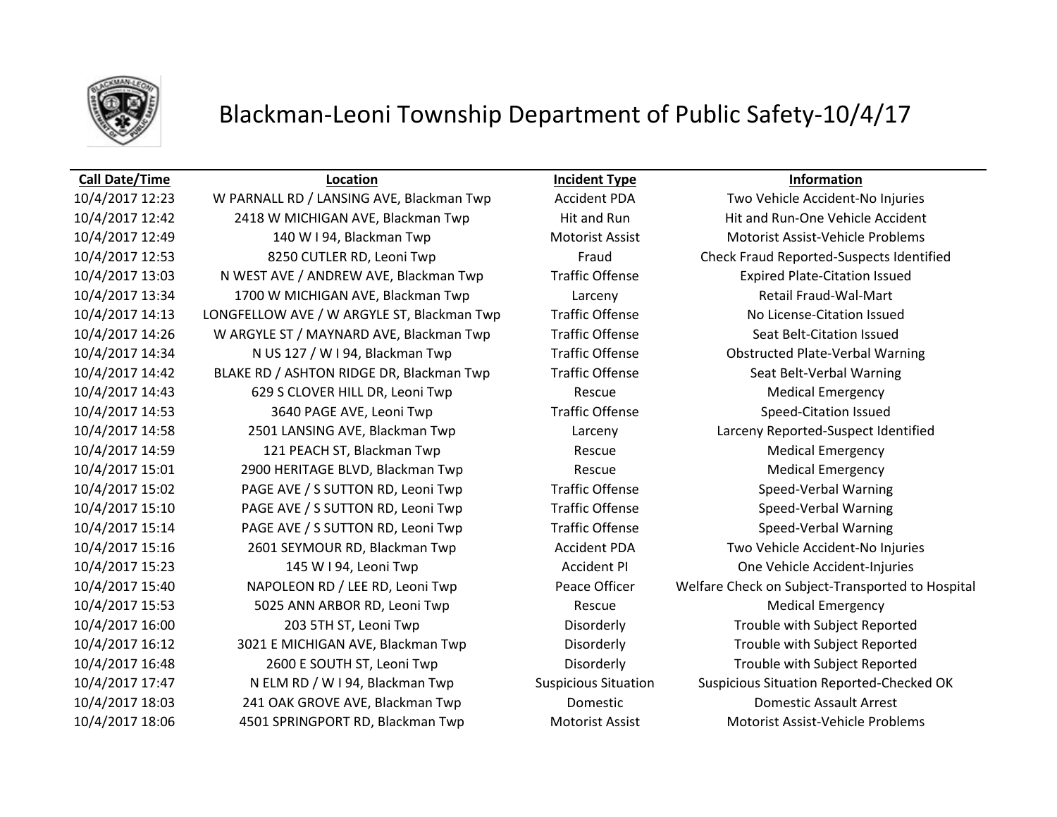# Blackman-Leoni Township Department of Public Safety-10/4/17

| Call Date/Time | Location | Incident Type | Information |
| --- | --- | --- | --- |
| 10/4/2017 12:23 | W PARNALL RD / LANSING AVE, Blackman Twp | Accident PDA | Two Vehicle Accident-No Injuries |
| 10/4/2017 12:42 | 2418 W MICHIGAN AVE, Blackman Twp | Hit and Run | Hit and Run-One Vehicle Accident |
| 10/4/2017 12:49 | 140 W I 94, Blackman Twp | Motorist Assist | Motorist Assist-Vehicle Problems |
| 10/4/2017 12:53 | 8250 CUTLER RD, Leoni Twp | Fraud | Check Fraud Reported-Suspects Identified |
| 10/4/2017 13:03 | N WEST AVE / ANDREW AVE, Blackman Twp | Traffic Offense | Expired Plate-Citation Issued |
| 10/4/2017 13:34 | 1700 W MICHIGAN AVE, Blackman Twp | Larceny | Retail Fraud-Wal-Mart |
| 10/4/2017 14:13 | LONGFELLOW AVE / W ARGYLE ST, Blackman Twp | Traffic Offense | No License-Citation Issued |
| 10/4/2017 14:26 | W ARGYLE ST / MAYNARD AVE, Blackman Twp | Traffic Offense | Seat Belt-Citation Issued |
| 10/4/2017 14:34 | N US 127 / W I 94, Blackman Twp | Traffic Offense | Obstructed Plate-Verbal Warning |
| 10/4/2017 14:42 | BLAKE RD / ASHTON RIDGE DR, Blackman Twp | Traffic Offense | Seat Belt-Verbal Warning |
| 10/4/2017 14:43 | 629 S CLOVER HILL DR, Leoni Twp | Rescue | Medical Emergency |
| 10/4/2017 14:53 | 3640 PAGE AVE, Leoni Twp | Traffic Offense | Speed-Citation Issued |
| 10/4/2017 14:58 | 2501 LANSING AVE, Blackman Twp | Larceny | Larceny Reported-Suspect Identified |
| 10/4/2017 14:59 | 121 PEACH ST, Blackman Twp | Rescue | Medical Emergency |
| 10/4/2017 15:01 | 2900 HERITAGE BLVD, Blackman Twp | Rescue | Medical Emergency |
| 10/4/2017 15:02 | PAGE AVE / S SUTTON RD, Leoni Twp | Traffic Offense | Speed-Verbal Warning |
| 10/4/2017 15:10 | PAGE AVE / S SUTTON RD, Leoni Twp | Traffic Offense | Speed-Verbal Warning |
| 10/4/2017 15:14 | PAGE AVE / S SUTTON RD, Leoni Twp | Traffic Offense | Speed-Verbal Warning |
| 10/4/2017 15:16 | 2601 SEYMOUR RD, Blackman Twp | Accident PDA | Two Vehicle Accident-No Injuries |
| 10/4/2017 15:23 | 145 W I 94, Leoni Twp | Accident PI | One Vehicle Accident-Injuries |
| 10/4/2017 15:40 | NAPOLEON RD / LEE RD, Leoni Twp | Peace Officer | Welfare Check on Subject-Transported to Hospital |
| 10/4/2017 15:53 | 5025 ANN ARBOR RD, Leoni Twp | Rescue | Medical Emergency |
| 10/4/2017 16:00 | 203 5TH ST, Leoni Twp | Disorderly | Trouble with Subject Reported |
| 10/4/2017 16:12 | 3021 E MICHIGAN AVE, Blackman Twp | Disorderly | Trouble with Subject Reported |
| 10/4/2017 16:48 | 2600 E SOUTH ST, Leoni Twp | Disorderly | Trouble with Subject Reported |
| 10/4/2017 17:47 | N ELM RD / W I 94, Blackman Twp | Suspicious Situation | Suspicious Situation Reported-Checked OK |
| 10/4/2017 18:03 | 241 OAK GROVE AVE, Blackman Twp | Domestic | Domestic Assault Arrest |
| 10/4/2017 18:06 | 4501 SPRINGPORT RD, Blackman Twp | Motorist Assist | Motorist Assist-Vehicle Problems |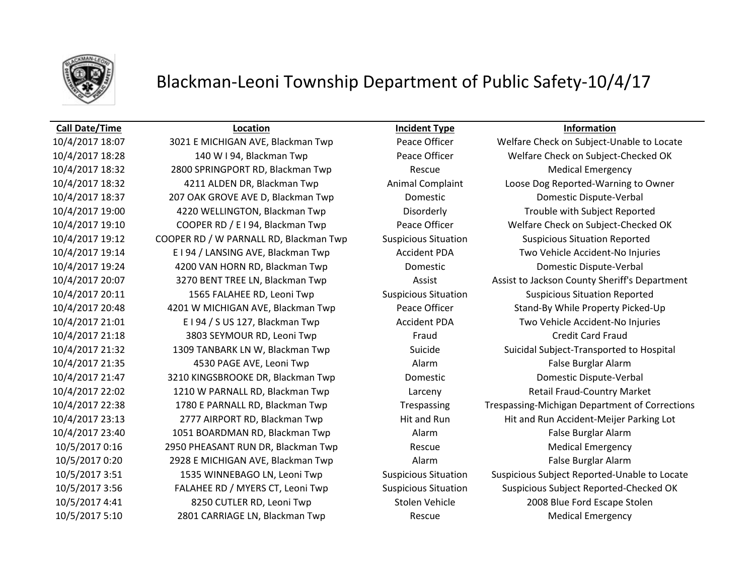# Blackman-Leoni Township Department of Public Safety-10/4/17

| Call Date/Time | Location | Incident Type | Information |
|---|---|---|---|
| 10/4/2017 18:07 | 3021 E MICHIGAN AVE, Blackman Twp | Peace Officer | Welfare Check on Subject-Unable to Locate |
| 10/4/2017 18:28 | 140 W I 94, Blackman Twp | Peace Officer | Welfare Check on Subject-Checked OK |
| 10/4/2017 18:32 | 2800 SPRINGPORT RD, Blackman Twp | Rescue | Medical Emergency |
| 10/4/2017 18:32 | 4211 ALDEN DR, Blackman Twp | Animal Complaint | Loose Dog Reported-Warning to Owner |
| 10/4/2017 18:37 | 207 OAK GROVE AVE D, Blackman Twp | Domestic | Domestic Dispute-Verbal |
| 10/4/2017 19:00 | 4220 WELLINGTON, Blackman Twp | Disorderly | Trouble with Subject Reported |
| 10/4/2017 19:10 | COOPER RD / E I 94, Blackman Twp | Peace Officer | Welfare Check on Subject-Checked OK |
| 10/4/2017 19:12 | COOPER RD / W PARNALL RD, Blackman Twp | Suspicious Situation | Suspicious Situation Reported |
| 10/4/2017 19:14 | E I 94 / LANSING AVE, Blackman Twp | Accident PDA | Two Vehicle Accident-No Injuries |
| 10/4/2017 19:24 | 4200 VAN HORN RD, Blackman Twp | Domestic | Domestic Dispute-Verbal |
| 10/4/2017 20:07 | 3270 BENT TREE LN, Blackman Twp | Assist | Assist to Jackson County Sheriff's Department |
| 10/4/2017 20:11 | 1565 FALAHEE RD, Leoni Twp | Suspicious Situation | Suspicious Situation Reported |
| 10/4/2017 20:48 | 4201 W MICHIGAN AVE, Blackman Twp | Peace Officer | Stand-By While Property Picked-Up |
| 10/4/2017 21:01 | E I 94 / S US 127, Blackman Twp | Accident PDA | Two Vehicle Accident-No Injuries |
| 10/4/2017 21:18 | 3803 SEYMOUR RD, Leoni Twp | Fraud | Credit Card Fraud |
| 10/4/2017 21:32 | 1309 TANBARK LN W, Blackman Twp | Suicide | Suicidal Subject-Transported to Hospital |
| 10/4/2017 21:35 | 4530 PAGE AVE, Leoni Twp | Alarm | False Burglar Alarm |
| 10/4/2017 21:47 | 3210 KINGSBROOKE DR, Blackman Twp | Domestic | Domestic Dispute-Verbal |
| 10/4/2017 22:02 | 1210 W PARNALL RD, Blackman Twp | Larceny | Retail Fraud-Country Market |
| 10/4/2017 22:38 | 1780 E PARNALL RD, Blackman Twp | Trespassing | Trespassing-Michigan Department of Corrections |
| 10/4/2017 23:13 | 2777 AIRPORT RD, Blackman Twp | Hit and Run | Hit and Run Accident-Meijer Parking Lot |
| 10/4/2017 23:40 | 1051 BOARDMAN RD, Blackman Twp | Alarm | False Burglar Alarm |
| 10/5/2017 0:16 | 2950 PHEASANT RUN DR, Blackman Twp | Rescue | Medical Emergency |
| 10/5/2017 0:20 | 2928 E MICHIGAN AVE, Blackman Twp | Alarm | False Burglar Alarm |
| 10/5/2017 3:51 | 1535 WINNEBAGO LN, Leoni Twp | Suspicious Situation | Suspicious Subject Reported-Unable to Locate |
| 10/5/2017 3:56 | FALAHEE RD / MYERS CT, Leoni Twp | Suspicious Situation | Suspicious Subject Reported-Checked OK |
| 10/5/2017 4:41 | 8250 CUTLER RD, Leoni Twp | Stolen Vehicle | 2008 Blue Ford Escape Stolen |
| 10/5/2017 5:10 | 2801 CARRIAGE LN, Blackman Twp | Rescue | Medical Emergency |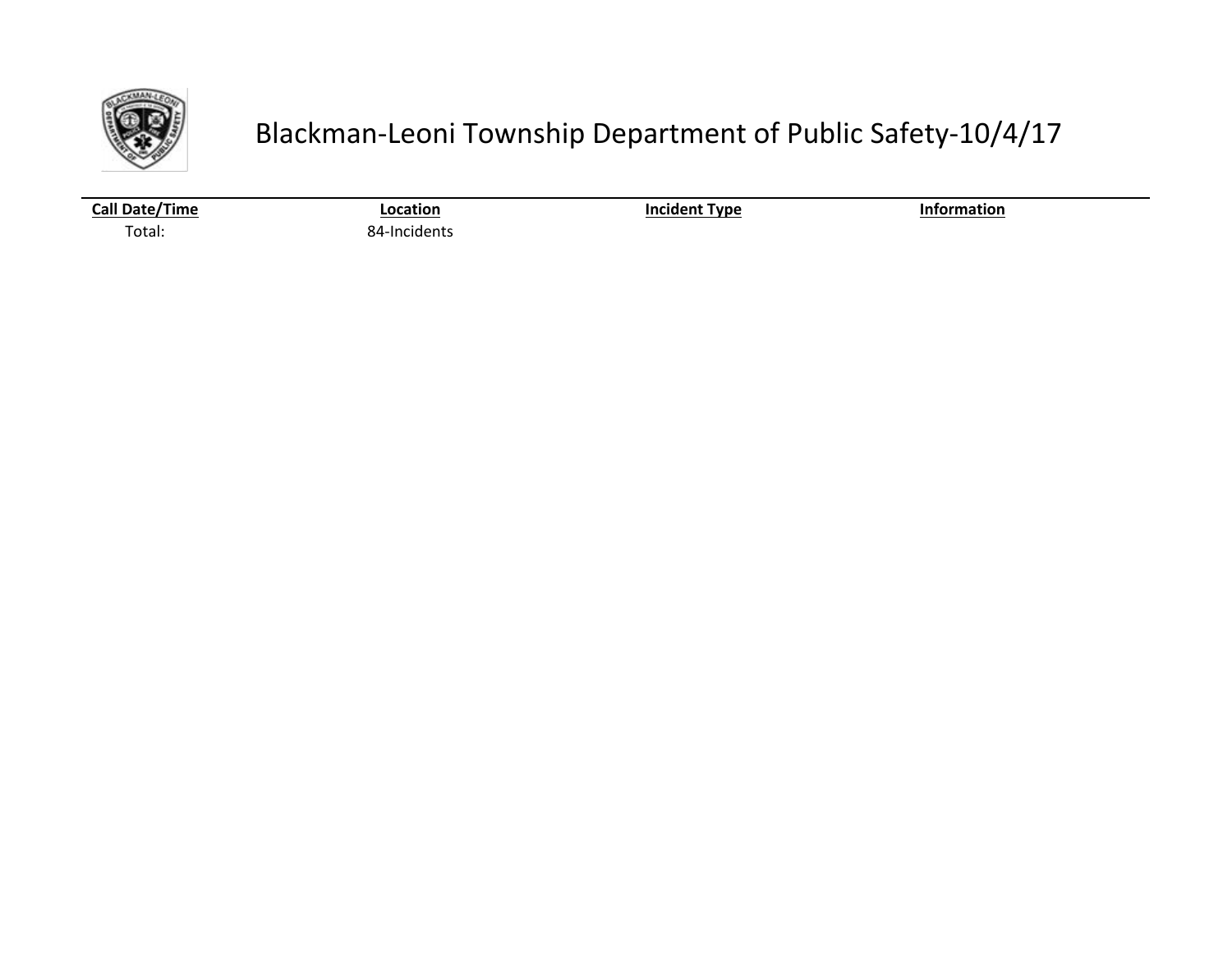# Blackman-Leoni Township Department of Public Safety-10/4/17

| Call Date/Time | Location | Incident Type | Information |
|---|---|---|---|
| Total: | 84-Incidents | | |